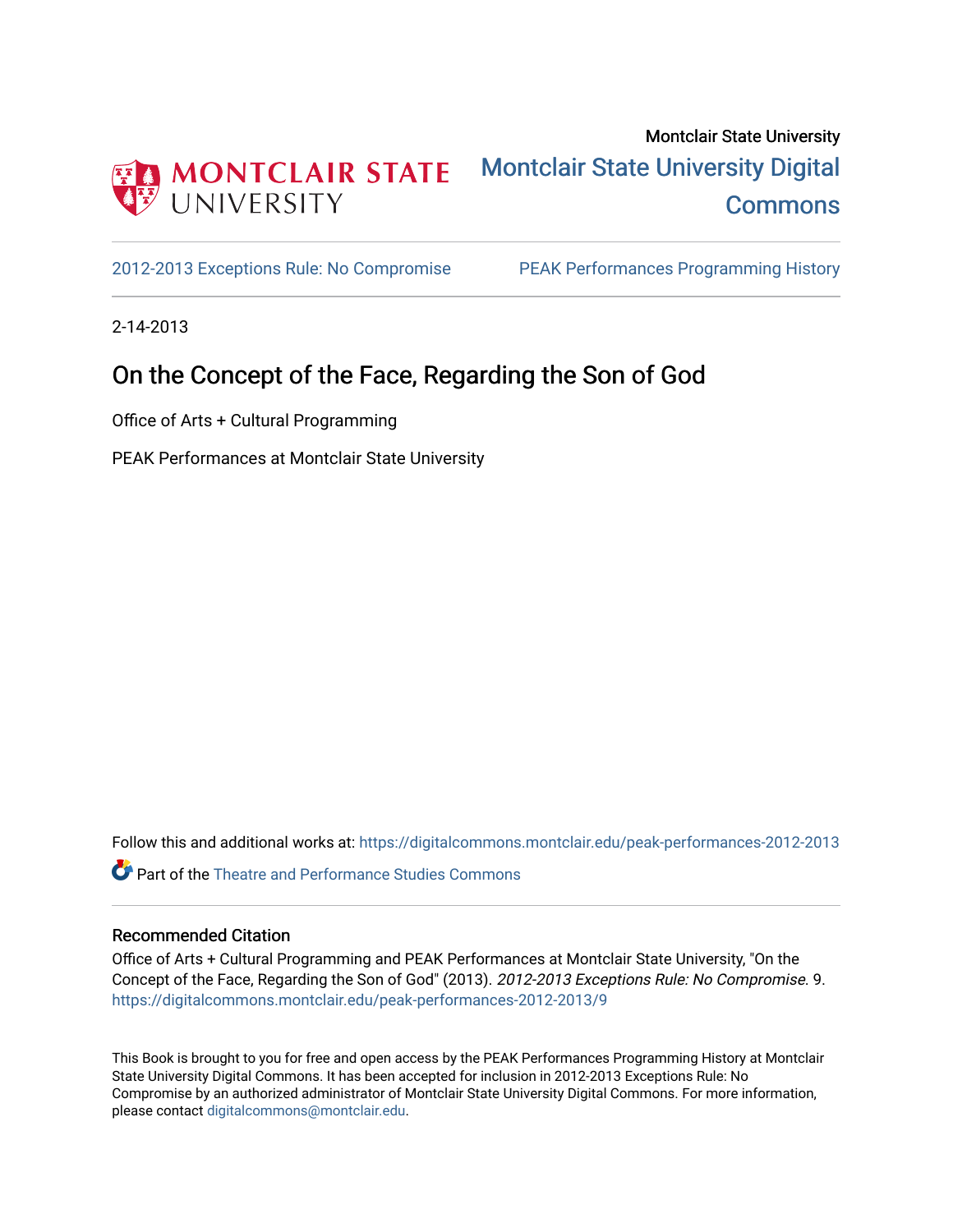Montclair State University

Montclair State University Digital Commons

2012-2013 Exceptions Rule: No Compromise | PEAK Performances Programming History

2-14-2013

# On the Concept of the Face, Regarding the Son of God

Office of Arts + Cultural Programming

PEAK Performances at Montclair State University

Follow this and additional works at: https://digitalcommons.montclair.edu/peak-performances-2012-2013

Part of the Theatre and Performance Studies Commons

## Recommended Citation

Office of Arts + Cultural Programming and PEAK Performances at Montclair State University, "On the Concept of the Face, Regarding the Son of God" (2013). *2012-2013 Exceptions Rule: No Compromise*. 9.
https://digitalcommons.montclair.edu/peak-performances-2012-2013/9

This Book is brought to you for free and open access by the PEAK Performances Programming History at Montclair State University Digital Commons. It has been accepted for inclusion in 2012-2013 Exceptions Rule: No Compromise by an authorized administrator of Montclair State University Digital Commons. For more information, please contact digitalcommons@montclair.edu.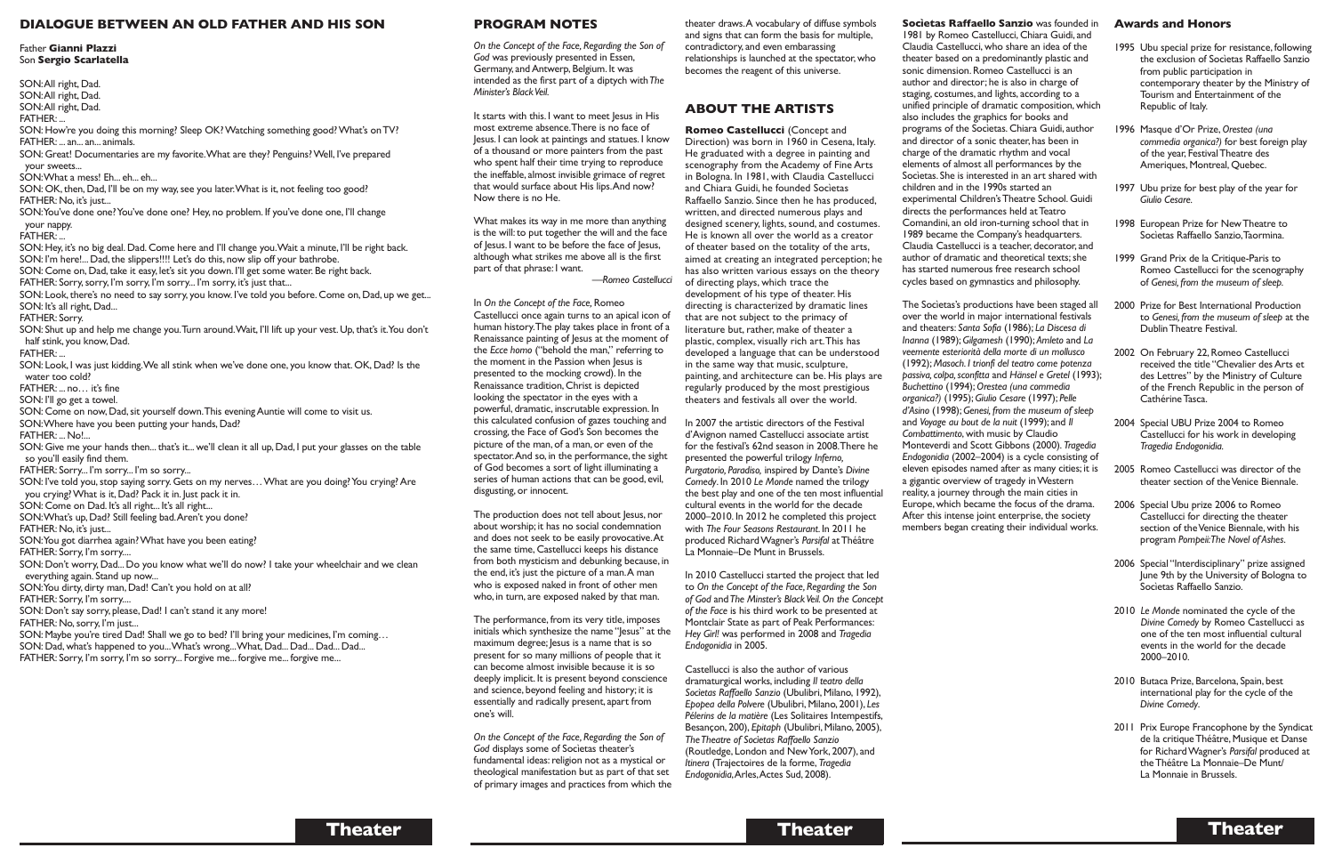## DIALOGUE BETWEEN AN OLD FATHER AND HIS SON

Father **Gianni Plazzi**
Son **Sergio Scarlatella**

SON: All right, Dad.
SON: All right, Dad.
SON: All right, Dad.
FATHER: ...
SON: How're you doing this morning? Sleep OK? Watching something good? What's on TV?
FATHER: ... an... an... animals.
SON: Great! Documentaries are my favorite. What are they? Penguins? Well, I've prepared your sweets...
SON: What a mess! Eh... eh... eh...
SON: OK, then, Dad, I'll be on my way, see you later. What is it, not feeling too good?
FATHER: No, it's just...
SON: You've done one? You've done one? Hey, no problem. If you've done one, I'll change your nappy.
FATHER: ...
SON: Hey, it's no big deal. Dad. Come here and I'll change you. Wait a minute, I'll be right back.
SON: I'm here!... Dad, the slippers!!!! Let's do this, now slip off your bathrobe.
SON: Come on, Dad, take it easy, let's sit you down. I'll get some water. Be right back.
FATHER: Sorry, sorry, I'm sorry, I'm sorry... I'm sorry, it's just that...
SON: Look, there's no need to say sorry, you know. I've told you before. Come on, Dad, up we get...
SON: It's all right, Dad...
FATHER: Sorry.
SON: Shut up and help me change you. Turn around. Wait, I'll lift up your vest. Up, that's it. You don't half stink, you know, Dad.
FATHER: ...
SON: Look, I was just kidding. We all stink when we've done one, you know that. OK, Dad? Is the water too cold?
FATHER: ... no… it's fine
SON: I'll go get a towel.
SON: Come on now, Dad, sit yourself down. This evening Auntie will come to visit us.
SON: Where have you been putting your hands, Dad?
FATHER: ... No!...
SON: Give me your hands then... that's it... we'll clean it all up, Dad, I put your glasses on the table so you'll easily find them.
FATHER: Sorry... I'm sorry... I'm so sorry...
SON: I've told you, stop saying sorry. Gets on my nerves… What are you doing? You crying? Are you crying? What is it, Dad? Pack it in. Just pack it in.
SON: Come on Dad. It's all right... It's all right...
SON: What's up, Dad? Still feeling bad. Aren't you done?
FATHER: No, it's just...
SON: You got diarrhea again? What have you been eating?
FATHER: Sorry, I'm sorry....
SON: Don't worry, Dad... Do you know what we'll do now? I take your wheelchair and we clean everything again. Stand up now...
SON: You dirty, dirty man, Dad! Can't you hold on at all?
FATHER: Sorry, I'm sorry....
SON: Don't say sorry, please, Dad! I can't stand it any more!
FATHER: No, sorry, I'm just...
SON: Maybe you're tired Dad! Shall we go to bed? I'll bring your medicines, I'm coming…
SON: Dad, what's happened to you... What's wrong... What. Dad... Dad... Dad... Dad...
FATHER: Sorry, I'm sorry, I'm so sorry... Forgive me... forgive me... forgive me...

## PROGRAM NOTES

*On the Concept of the Face, Regarding the Son of God* was previously presented in Essen, Germany, and Antwerp, Belgium. It was intended as the first part of a diptych with *The Minister's Black Veil.*

It starts with this. I want to meet Jesus in His most extreme absence. There is no face of Jesus. I can look at paintings and statues. I know of a thousand or more painters from the past who spent half their time trying to reproduce the ineffable, almost invisible grimace of regret that would surface about His lips. And now? Now there is no He.

What makes its way in me more than anything is the will: to put together the will and the face of Jesus. I want to be before the face of Jesus, although what strikes me above all is the first part of that phrase: I want.

—*Romeo Castellucci*

In *On the Concept of the Face*, Romeo Castellucci once again turns to an apical icon of human history. The play takes place in front of a Renaissance painting of Jesus at the moment of the *Ecce homo* ("behold the man," referring to the moment in the Passion when Jesus is presented to the mocking crowd). In the Renaissance tradition, Christ is depicted looking the spectator in the eyes with a powerful, dramatic, inscrutable expression. In this calculated confusion of gazes touching and crossing, the Face of God's Son becomes the picture of the man, of a man, or even of the spectator. And so, in the performance, the sight of God becomes a sort of light illuminating a series of human actions that can be good, evil, disgusting, or innocent.

The production does not tell about Jesus, nor about worship; it has no social condemnation and does not seek to be easily provocative. At the same time, Castellucci keeps his distance from both mysticism and debunking because, in the end, it's just the picture of a man. A man who is exposed naked in front of other men who, in turn, are exposed naked by that man.

The performance, from its very title, imposes initials which synthesize the name "Jesus" at the maximum degree; Jesus is a name that is so present for so many millions of people that it can become almost invisible because it is so deeply implicit. It is present beyond conscience and science, beyond feeling and history; it is essentially and radically present, apart from one's will.

*On the Concept of the Face, Regarding the Son of God* displays some of Societas theater's fundamental ideas: religion not as a mystical or theological manifestation but as part of that set of primary images and practices from which the theater draws. A vocabulary of diffuse symbols and signs that can form the basis for multiple, contradictory, and even embarrassing relationships is launched at the spectator, who becomes the reagent of this universe.

## ABOUT THE ARTISTS

**Romeo Castellucci** (Concept and Direction) was born in 1960 in Cesena, Italy. He graduated with a degree in painting and scenography from the Academy of Fine Arts in Bologna. In 1981, with Claudia Castellucci and Chiara Guidi, he founded Societas Raffaello Sanzio. Since then he has produced, written, and directed numerous plays and designed scenery, lights, sound, and costumes. He is known all over the world as a creator of theater based on the totality of the arts, aimed at creating an integrated perception; he has also written various essays on the theory of directing plays, which trace the development of his type of theater. His directing is characterized by dramatic lines that are not subject to the primacy of literature but, rather, make of theater a plastic, complex, visually rich art. This has developed a language that can be understood in the same way that music, sculpture, painting, and architecture can be. His plays are regularly produced by the most prestigious theaters and festivals all over the world.

In 2007 the artistic directors of the Festival d'Avignon named Castellucci associate artist for the festival's 62nd season in 2008. There he presented the powerful trilogy *Inferno, Purgatorio, Paradiso,* inspired by Dante's *Divine Comedy*. In 2010 *Le Monde* named the trilogy the best play and one of the ten most influential cultural events in the world for the decade 2000–2010. In 2012 he completed this project with *The Four Seasons Restaurant*. In 2011 he produced Richard Wagner's *Parsifal* at Théâtre La Monnaie–De Munt in Brussels.

In 2010 Castellucci started the project that led to *On the Concept of the Face, Regarding the Son of God* and *The Minster's Black Veil. On the Concept of the Face* is his third work to be presented at Montclair State as part of Peak Performances: *Hey Girl!* was performed in 2008 and *Tragedia Endogonidia* in 2005.

Castellucci is also the author of various dramaturgical works, including *Il teatro della Societas Raffaello Sanzio* (Ubulibri, Milano, 1992), *Epopea della Polvere* (Ubulibri, Milano, 2001), *Les Pélerins de la matière* (Les Solitaires Intempestifs, Besançon, 200), *Epitaph* (Ubulibri, Milano, 2005), *The Theatre of Societas Raffaello Sanzio* (Routledge, London and New York, 2007), and *Itinera* (Trajectoires de la forme, *Tragedia Endogonidia*, Arles, Actes Sud, 2008).

**Societas Raffaello Sanzio** was founded in 1981 by Romeo Castellucci, Chiara Guidi, and Claudia Castellucci, who share an idea of the theater based on a predominantly plastic and sonic dimension. Romeo Castellucci is an author and director; he is also in charge of staging, costumes, and lights, according to a unified principle of dramatic composition, which also includes the graphics for books and programs of the Societas. Chiara Guidi, author and director of a sonic theater, has been in charge of the dramatic rhythm and vocal elements of almost all performances by the Societas. She is interested in an art shared with children and in the 1990s started an experimental Children's Theatre School. Guidi directs the performances held at Teatro Comandini, an old iron-turning school that in 1989 became the Company's headquarters. Claudia Castellucci is a teacher, decorator, and author of dramatic and theoretical texts; she has started numerous free research school cycles based on gymnastics and philosophy.

The Societas's productions have been staged all over the world in major international festivals and theaters: *Santa Sofia* (1986); *La Discesa di Inanna* (1989); *Gilgamesh* (1990); *Amleto* and *La veemente esteriorità della morte di un mollusco* (1992); *Masoch. I trionfi del teatro come potenza passiva, colpa, sconfitta* and *Hänsel e Gretel* (1993); *Buchettino* (1994); *Orestea (una commedia organica?)* (1995); *Giulio Cesare* (1997); *Pelle d'Asino* (1998); *Genesi, from the museum of sleep* and *Voyage au bout de la nuit* (1999); and *Il Combattimento*, with music by Claudio Monteverdi and Scott Gibbons (2000). *Tragedia Endogonidia* (2002–2004) is a cycle consisting of eleven episodes named after as many cities; it is a gigantic overview of tragedy in Western reality, a journey through the main cities in Europe, which became the focus of the drama. After this intense joint enterprise, the society members began creating their individual works.

### Awards and Honors

- 1995 Ubu special prize for resistance, following the exclusion of Societas Raffaello Sanzio from public participation in contemporary theater by the Ministry of Tourism and Entertainment of the Republic of Italy.
- 1996 Masque d'Or Prize, *Orestea (una commedia organica?)* for best foreign play of the year, Festival Theatre des Ameriques, Montreal, Quebec.
- 1997 Ubu prize for best play of the year for *Giulio Cesare*.
- 1998 European Prize for New Theatre to Societas Raffaello Sanzio, Taormina.
- 1999 Grand Prix de la Critique-Paris to Romeo Castellucci for the scenography of *Genesi, from the museum of sleep*.
- 2000 Prize for Best International Production to *Genesi, from the museum of sleep* at the Dublin Theatre Festival.
- 2002 On February 22, Romeo Castellucci received the title "Chevalier des Arts et des Lettres" by the Ministry of Culture of the French Republic in the person of Cathérine Tasca.
- 2004 Special UBU Prize 2004 to Romeo Castellucci for his work in developing *Tragedia Endogonidia*.
- 2005 Romeo Castellucci was director of the theater section of the Venice Biennale.
- 2006 Special Ubu prize 2006 to Romeo Castellucci for directing the theater section of the Venice Biennale, with his program *Pompeii: The Novel of Ashes*.
- 2006 Special "Interdisciplinary" prize assigned June 9th by the University of Bologna to Societas Raffaello Sanzio.
- 2010 *Le Monde* nominated the cycle of the *Divine Comedy* by Romeo Castellucci as one of the ten most influential cultural events in the world for the decade 2000–2010.
- 2010 Butaca Prize, Barcelona, Spain, best international play for the cycle of the *Divine Comedy*.
- 2011 Prix Europe Francophone by the Syndicat de la critique Théâtre, Musique et Danse for Richard Wagner's *Parsifal* produced at the Théâtre La Monnaie–De Munt/ La Monnaie in Brussels.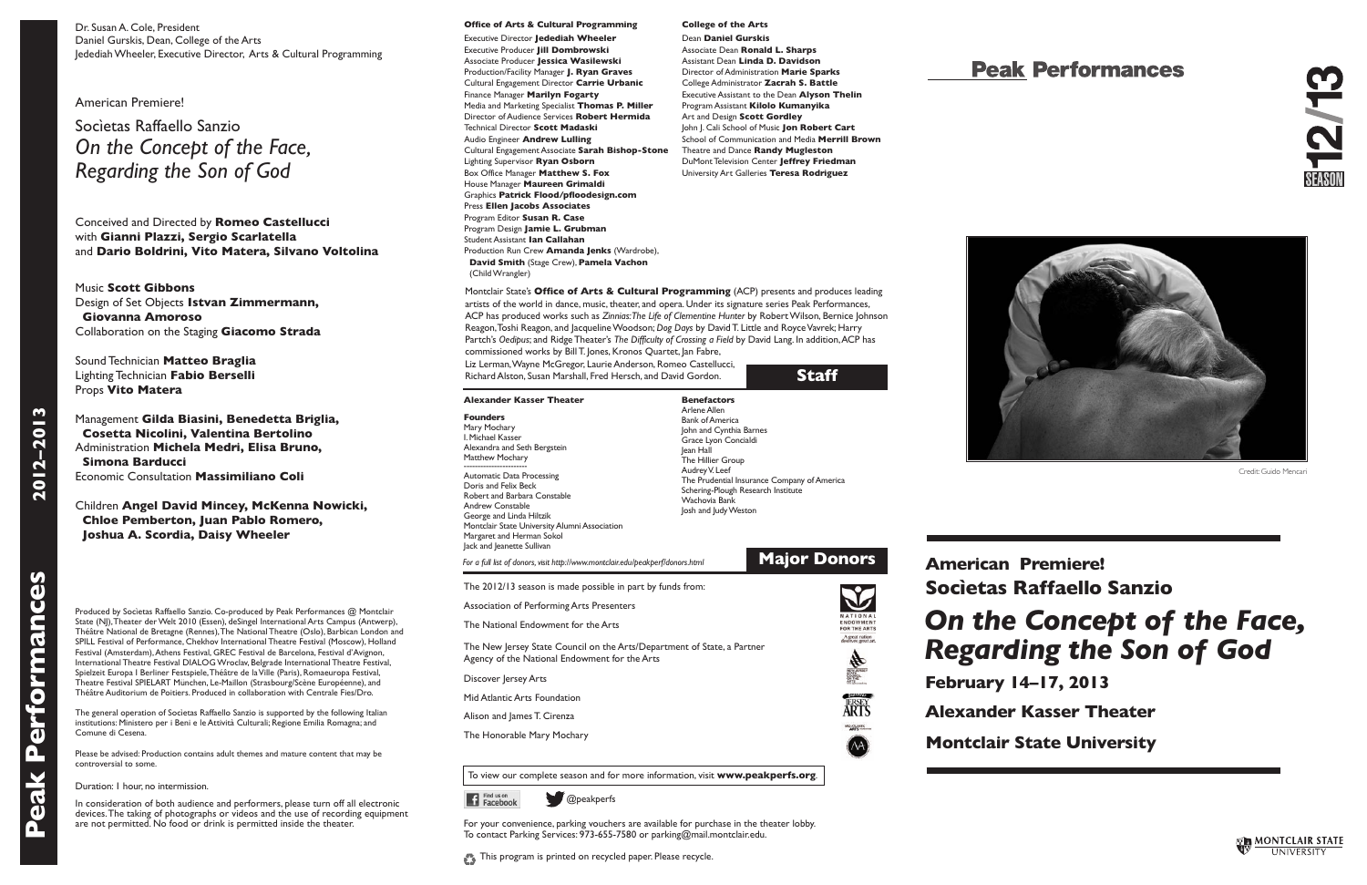Dr. Susan A. Cole, President
Daniel Gurskis, Dean, College of the Arts
Jedediah Wheeler, Executive Director, Arts & Cultural Programming

American Premiere!

# Socìetas Raffaello Sanzio
# *On the Concept of the Face, Regarding the Son of God*

Conceived and Directed by **Romeo Castellucci**
with **Gianni Plazzi, Sergio Scarlatella**
and **Dario Boldrini, Vito Matera, Silvano Voltolina**

Music **Scott Gibbons**
Design of Set Objects **Istvan Zimmermann, Giovanna Amoroso**
Collaboration on the Staging **Giacomo Strada**

Sound Technician **Matteo Braglia**
Lighting Technician **Fabio Berselli**
Props **Vito Matera**

Management **Gilda Biasini, Benedetta Briglia, Cosetta Nicolini, Valentina Bertolino**
Administration **Michela Medri, Elisa Bruno, Simona Barducci**
Economic Consultation **Massimiliano Coli**

Children **Angel David Mincey, McKenna Nowicki, Chloe Pemberton, Juan Pablo Romero, Joshua A. Scordia, Daisy Wheeler**

Produced by Societas Raffaello Sanzio. Co-produced by Peak Performances @ Montclair State (NJ), Theater der Welt 2010 (Essen), deSingel International Arts Campus (Antwerp), Théâtre National de Bretagne (Rennes), The National Theatre (Oslo), Barbican London and SPILL Festival of Performance, Chekhov International Theatre Festival (Moscow), Holland Festival (Amsterdam), Athens Festival, GREC Festival de Barcelona, Festival d'Avignon, International Theatre Festival DIALOG Wroclav, Belgrade International Theatre Festival, Spielzeit Europa I Berliner Festspiele, Théâtre de la Ville (Paris), Romaeuropa Festival, Theatre Festival SPIELART München, Le-Maillon (Strasbourg/Scène Européenne), and Théâtre Auditorium de Poitiers. Produced in collaboration with Centrale Fies/Dro.

The general operation of Societas Raffaello Sanzio is supported by the following Italian institutions: Ministero per i Beni e le Attività Culturali; Regione Emilia Romagna; and Comune di Cesena.

Please be advised: Production contains adult themes and mature content that may be controversial to some.

Duration: 1 hour, no intermission.

In consideration of both audience and performers, please turn off all electronic devices. The taking of photographs or videos and the use of recording equipment are not permitted. No food or drink is permitted inside the theater.

**Peak Performances 2012–2013**

## Staff

**Office of Arts & Cultural Programming**
Executive Director **Jedediah Wheeler**
Executive Producer **Jill Dombrowski**
Associate Producer **Jessica Wasilewski**
Production/Facility Manager **J. Ryan Graves**
Cultural Engagement Director **Carrie Urbanic**
Finance Manager **Marilyn Fogarty**
Media and Marketing Specialist **Thomas P. Miller**
Director of Audience Services **Robert Hermida**
Technical Director **Scott Madaski**
Audio Engineer **Andrew Lulling**
Cultural Engagement Associate **Sarah Bishop-Stone**
Lighting Supervisor **Ryan Osborn**
Box Office Manager **Matthew S. Fox**
House Manager **Maureen Grimaldi**
Graphics **Patrick Flood/pfloodesign.com**
Press **Ellen Jacobs Associates**
Program Editor **Susan R. Case**
Program Design **Jamie L. Grubman**
Student Assistant **Ian Callahan**
Production Run Crew **Amanda Jenks** (Wardrobe), **David Smith** (Stage Crew), **Pamela Vachon** (Child Wrangler)

**College of the Arts**
Dean **Daniel Gurskis**
Associate Dean **Ronald L. Sharps**
Assistant Dean **Linda D. Davidson**
Director of Administration **Marie Sparks**
College Administrator **Zacrah S. Battle**
Executive Assistant to the Dean **Alyson Thelin**
Program Assistant **Kilolo Kumanyika**
Art and Design **Scott Gordley**
John J. Cali School of Music **Jon Robert Cart**
School of Communication and Media **Merrill Brown**
Theatre and Dance **Randy Mugleston**
DuMont Television Center **Jeffrey Friedman**
University Art Galleries **Teresa Rodriguez**

Montclair State's **Office of Arts & Cultural Programming** (ACP) presents and produces leading artists of the world in dance, music, theater, and opera. Under its signature series Peak Performances, ACP has produced works such as *Zinnias: The Life of Clementine Hunter* by Robert Wilson, Bernice Johnson Reagon, Toshi Reagon, and Jacqueline Woodson; *Dog Days* by David T. Little and Royce Vavrek; Harry Partch's *Oedipus*; and Ridge Theater's *The Difficulty of Crossing a Field* by David Lang. In addition, ACP has commissioned works by Bill T. Jones, Kronos Quartet, Jan Fabre, Liz Lerman, Wayne McGregor, Laurie Anderson, Romeo Castellucci, Richard Alston, Susan Marshall, Fred Hersch, and David Gordon.

## Major Donors

**Alexander Kasser Theater**

**Founders**
Mary Mochary
I. Michael Kasser
Alexandra and Seth Bergstein
Matthew Mochary
------------------------
Automatic Data Processing
Doris and Felix Beck
Robert and Barbara Constable
Andrew Constable
George and Linda Hiltzik
Montclair State University Alumni Association
Margaret and Herman Sokol
Jack and Jeanette Sullivan

**Benefactors**
Arlene Allen
Bank of America
John and Cynthia Barnes
Grace Lyon Concialdi
Jean Hall
The Hillier Group
Audrey V. Leef
The Prudential Insurance Company of America
Schering-Plough Research Institute
Wachovia Bank
Josh and Judy Weston

*For a full list of donors, visit http://www.montclair.edu/peakperf/donors.html*

The 2012/13 season is made possible in part by funds from:

Association of Performing Arts Presenters

The National Endowment for the Arts

The New Jersey State Council on the Arts/Department of State, a Partner Agency of the National Endowment for the Arts

Discover Jersey Arts

Mid Atlantic Arts Foundation

Alison and James T. Cirenza

The Honorable Mary Mochary

To view our complete season and for more information, visit **www.peakperfs.org**.

Find us on Facebook | @peakperfs

For your convenience, parking vouchers are available for purchase in the theater lobby. To contact Parking Services: 973-655-7580 or parking@mail.montclair.edu.

This program is printed on recycled paper. Please recycle.

# Peak Performances

12/13 SEASON

Credit: Guido Mencari

## American Premiere!
## Socìetas Raffaello Sanzio
# *On the Concept of the Face, Regarding the Son of God*

**February 14–17, 2013**

**Alexander Kasser Theater**

**Montclair State University**

MONTCLAIR STATE UNIVERSITY